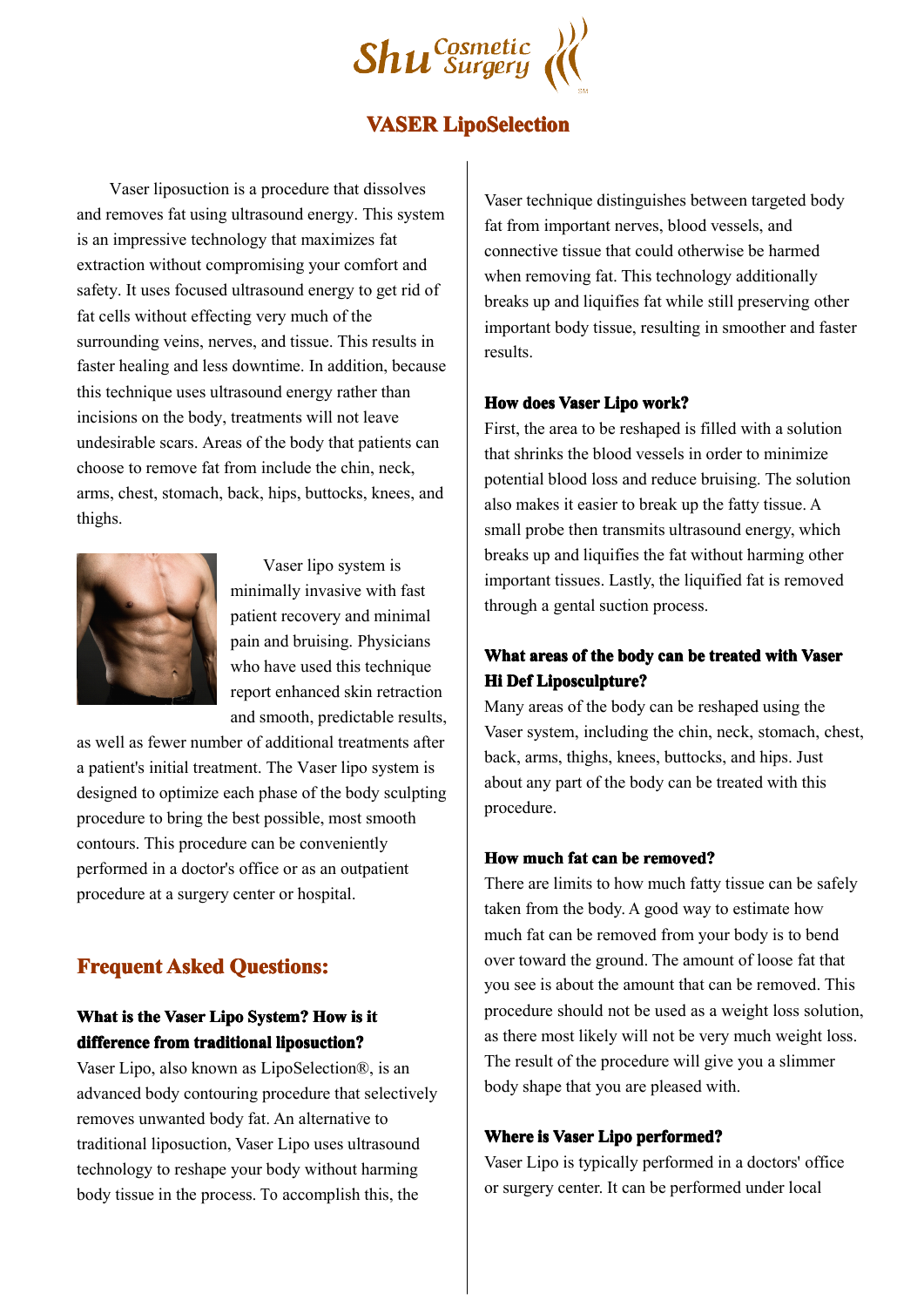# Shu Cosmetic Surgery

## VASER LipoSelection

Vaser liposuction is a procedure that dissolves and removes fat using ultrasound energy. This system is an impressive technology that maximizes fat extraction without compromising your comfort and safety. It uses focused ultrasound energy to get rid of fat cells without effecting very much of the surrounding veins, nerves, and tissue. This results in faster healing and less downtime. In addition, because this technique uses ultrasound energy rather than incisions on the body, treatments will not leave undesirable scars. Areas of the body that patients can choose to remove fat from include the chin, neck, arms, chest, stomach, back, hips, buttocks, knees, and thighs.

Vaser lipo system is minimally invasive with fast patient recovery and minimal pain and bruising. Physicians who have used this technique report enhanced skin retraction and smooth, predictable results, as well as fewer number of additional treatments after a patient's initial treatment. The Vaser lipo system is designed to optimize each phase of the body sculpting procedure to bring the best possible, most smooth contours. This procedure can be conveniently performed in a doctor's office or as an outpatient procedure at a surgery center or hospital.

## Frequent Asked Questions:

**What is the Vaser Lipo System? How is it difference from traditional liposuction?**

Vaser Lipo, also known as LipoSelection®, is an advanced body contouring procedure that selectively removes unwanted body fat. An alternative to traditional liposuction, Vaser Lipo uses ultrasound technology to reshape your body without harming body tissue in the process. To accomplish this, the Vaser technique distinguishes between targeted body fat from important nerves, blood vessels, and connective tissue that could otherwise be harmed when removing fat. This technology additionally breaks up and liquifies fat while still preserving other important body tissue, resulting in smoother and faster results.

**How does Vaser Lipo work?**

First, the area to be reshaped is filled with a solution that shrinks the blood vessels in order to minimize potential blood loss and reduce bruising. The solution also makes it easier to break up the fatty tissue. A small probe then transmits ultrasound energy, which breaks up and liquifies the fat without harming other important tissues. Lastly, the liquified fat is removed through a gental suction process.

**What areas of the body can be treated with Vaser Hi Def Liposculpture?**

Many areas of the body can be reshaped using the Vaser system, including the chin, neck, stomach, chest, back, arms, thighs, knees, buttocks, and hips. Just about any part of the body can be treated with this procedure.

**How much fat can be removed?**

There are limits to how much fatty tissue can be safely taken from the body. A good way to estimate how much fat can be removed from your body is to bend over toward the ground. The amount of loose fat that you see is about the amount that can be removed. This procedure should not be used as a weight loss solution, as there most likely will not be very much weight loss. The result of the procedure will give you a slimmer body shape that you are pleased with.

**Where is Vaser Lipo performed?**

Vaser Lipo is typically performed in a doctors' office or surgery center. It can be performed under local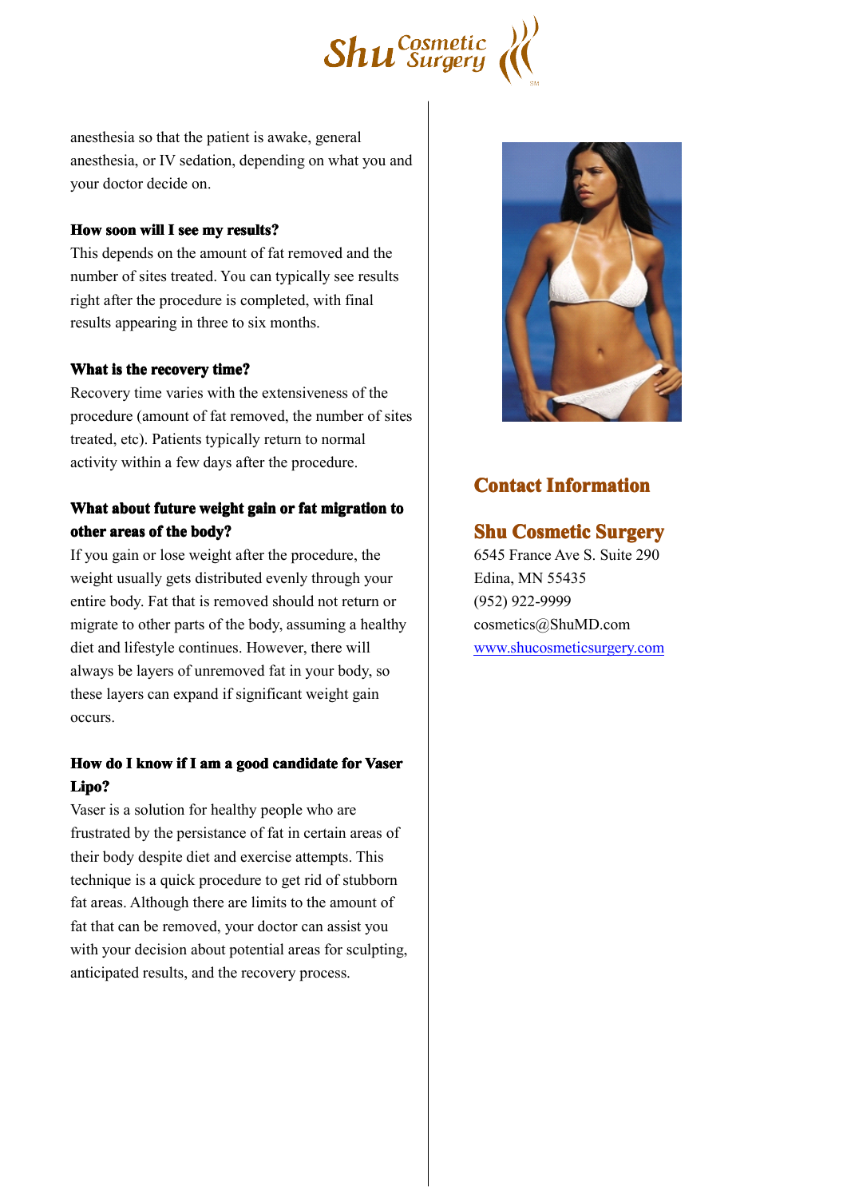anesthesia so that the patient is awake, general anesthesia, or IV sedation, depending on what you and your doctor decide on.

**How soon will I see my results?**

This depends on the amount of fat removed and the number of sites treated. You can typically see results right after the procedure is completed, with final results appearing in three to six months.

**What is the recovery time?**

Recovery time varies with the extensiveness of the procedure (amount of fat removed, the number of sites treated, etc). Patients typically return to normal activity within a few days after the procedure.

**What about future weight gain or fat migration to other areas of the body?**

If you gain or lose weight after the procedure, the weight usually gets distributed evenly through your entire body. Fat that is removed should not return or migrate to other parts of the body, assuming a healthy diet and lifestyle continues. However, there will always be layers of unremoved fat in your body, so these layers can expand if significant weight gain occurs.

**How do I know if I am a good candidate for Vaser Lipo?**

Vaser is a solution for healthy people who are frustrated by the persistance of fat in certain areas of their body despite diet and exercise attempts. This technique is a quick procedure to get rid of stubborn fat areas. Although there are limits to the amount of fat that can be removed, your doctor can assist you with your decision about potential areas for sculpting, anticipated results, and the recovery process.

## Contact Information

### Shu Cosmetic Surgery

6545 France Ave S. Suite 290
Edina, MN 55435
(952) 922-9999
cosmetics@ShuMD.com
www.shucosmeticsurgery.com